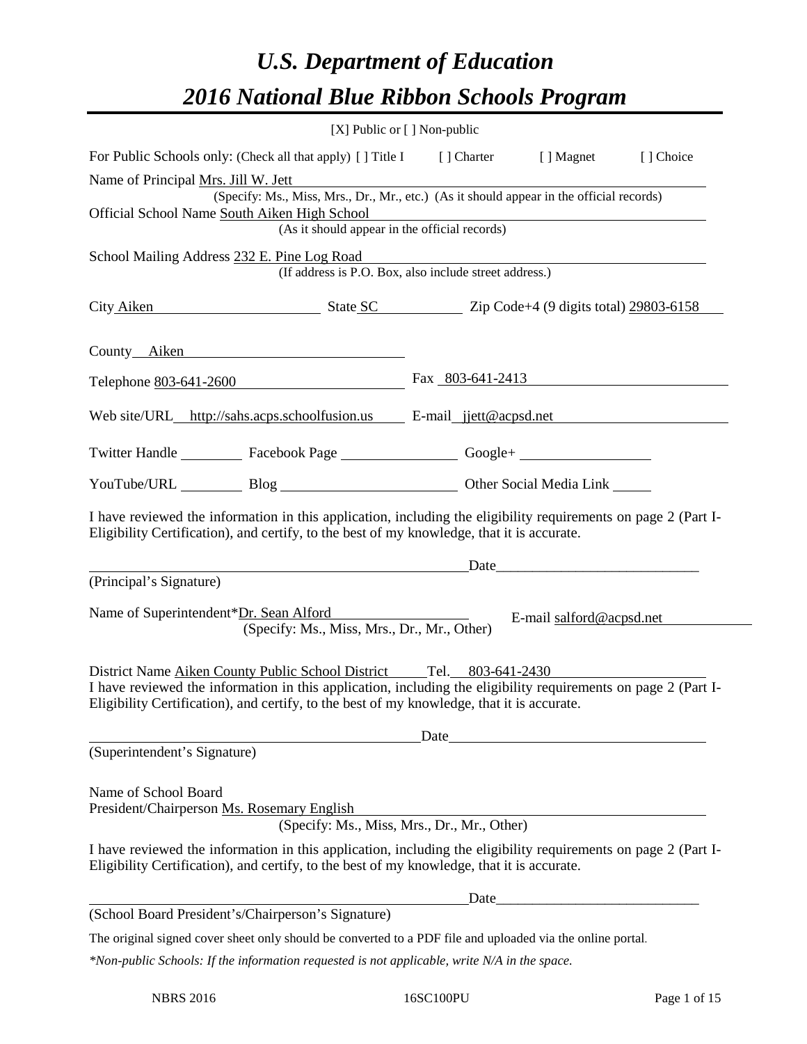# *U.S. Department of Education*

# *2016 National Blue Ribbon Schools Program*

[X] Public or [ ] Non-public

For Public Schools only: (Check all that apply) [ ] Title I [ ] Charter [ ] Magnet [ ] Choice

Name of Principal Mrs. Jill W. Jett

(Specify: Ms., Miss, Mrs., Dr., Mr., etc.) (As it should appear in the official records)

Official School Name South Aiken High School

(As it should appear in the official records)

School Mailing Address 232 E. Pine Log Road

(If address is P.O. Box, also include street address.)

City Aiken State SC Zip Code+4 (9 digits total) 29803-6158

County Aiken

Telephone 803-641-2600 Fax 803-641-2413

Web site/URL http://sahs.acps.schoolfusion.us E-mail jjett@acpsd.net

Twitter Handle \_\_\_\_\_\_\_\_ Facebook Page \_\_\_\_\_\_\_\_ Google+ \_\_\_\_\_\_\_\_

YouTube/URL \_\_\_\_\_\_\_\_ Blog \_\_\_\_\_\_\_\_ Other Social Media Link \_\_\_\_\_\_\_\_

I have reviewed the information in this application, including the eligibility requirements on page 2 (Part I-Eligibility Certification), and certify, to the best of my knowledge, that it is accurate.

\_\_\_\_\_\_\_\_\_\_\_\_\_\_\_\_\_\_\_\_\_\_\_\_\_\_\_\_\_\_ Date\_\_\_\_\_\_\_\_\_\_\_\_\_\_\_\_\_\_\_\_\_\_\_\_\_\_\_\_\_

(Principal's Signature)

Name of Superintendent* Dr. Sean Alford E-mail salford@acpsd.net

(Specify: Ms., Miss, Mrs., Dr., Mr., Other)

District Name Aiken County Public School District Tel. 803-641-2430

I have reviewed the information in this application, including the eligibility requirements on page 2 (Part I-Eligibility Certification), and certify, to the best of my knowledge, that it is accurate.

\_\_\_\_\_\_\_\_\_\_\_\_\_\_\_\_\_\_\_\_\_\_\_\_\_\_\_\_\_\_ Date\_\_\_\_\_\_\_\_\_\_\_\_\_\_\_\_\_\_\_\_\_\_\_\_\_\_\_\_\_

(Superintendent's Signature)

Name of School Board
President/Chairperson Ms. Rosemary English

(Specify: Ms., Miss, Mrs., Dr., Mr., Other)

I have reviewed the information in this application, including the eligibility requirements on page 2 (Part I-Eligibility Certification), and certify, to the best of my knowledge, that it is accurate.

\_\_\_\_\_\_\_\_\_\_\_\_\_\_\_\_\_\_\_\_\_\_\_\_\_\_\_\_\_\_ Date\_\_\_\_\_\_\_\_\_\_\_\_\_\_\_\_\_\_\_\_\_\_\_\_\_\_\_\_\_

(School Board President's/Chairperson's Signature)

The original signed cover sheet only should be converted to a PDF file and uploaded via the online portal.

*\*Non-public Schools: If the information requested is not applicable, write N/A in the space.*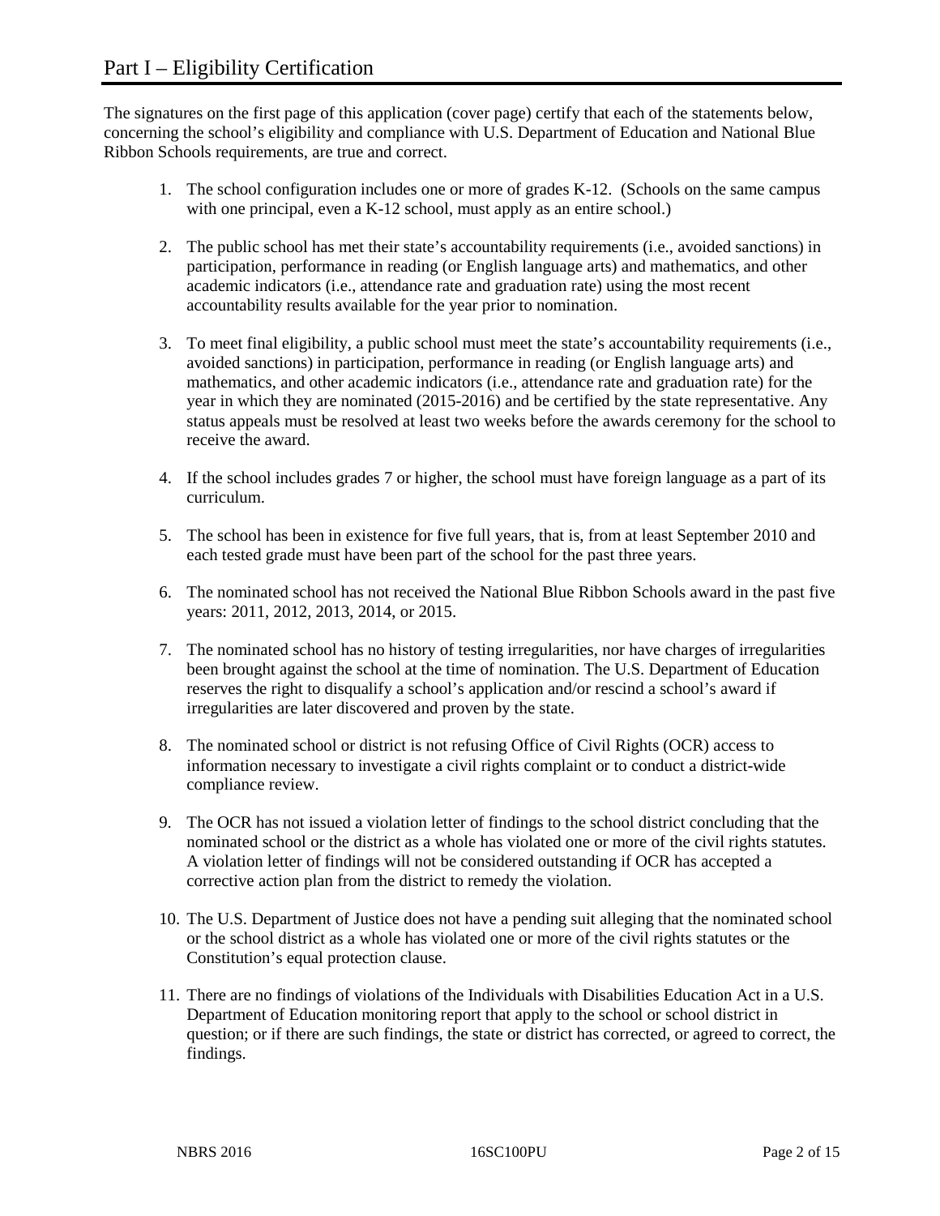# Part I – Eligibility Certification

The signatures on the first page of this application (cover page) certify that each of the statements below, concerning the school's eligibility and compliance with U.S. Department of Education and National Blue Ribbon Schools requirements, are true and correct.

1. The school configuration includes one or more of grades K-12. (Schools on the same campus with one principal, even a K-12 school, must apply as an entire school.)

2. The public school has met their state's accountability requirements (i.e., avoided sanctions) in participation, performance in reading (or English language arts) and mathematics, and other academic indicators (i.e., attendance rate and graduation rate) using the most recent accountability results available for the year prior to nomination.

3. To meet final eligibility, a public school must meet the state's accountability requirements (i.e., avoided sanctions) in participation, performance in reading (or English language arts) and mathematics, and other academic indicators (i.e., attendance rate and graduation rate) for the year in which they are nominated (2015-2016) and be certified by the state representative. Any status appeals must be resolved at least two weeks before the awards ceremony for the school to receive the award.

4. If the school includes grades 7 or higher, the school must have foreign language as a part of its curriculum.

5. The school has been in existence for five full years, that is, from at least September 2010 and each tested grade must have been part of the school for the past three years.

6. The nominated school has not received the National Blue Ribbon Schools award in the past five years: 2011, 2012, 2013, 2014, or 2015.

7. The nominated school has no history of testing irregularities, nor have charges of irregularities been brought against the school at the time of nomination. The U.S. Department of Education reserves the right to disqualify a school's application and/or rescind a school's award if irregularities are later discovered and proven by the state.

8. The nominated school or district is not refusing Office of Civil Rights (OCR) access to information necessary to investigate a civil rights complaint or to conduct a district-wide compliance review.

9. The OCR has not issued a violation letter of findings to the school district concluding that the nominated school or the district as a whole has violated one or more of the civil rights statutes. A violation letter of findings will not be considered outstanding if OCR has accepted a corrective action plan from the district to remedy the violation.

10. The U.S. Department of Justice does not have a pending suit alleging that the nominated school or the school district as a whole has violated one or more of the civil rights statutes or the Constitution's equal protection clause.

11. There are no findings of violations of the Individuals with Disabilities Education Act in a U.S. Department of Education monitoring report that apply to the school or school district in question; or if there are such findings, the state or district has corrected, or agreed to correct, the findings.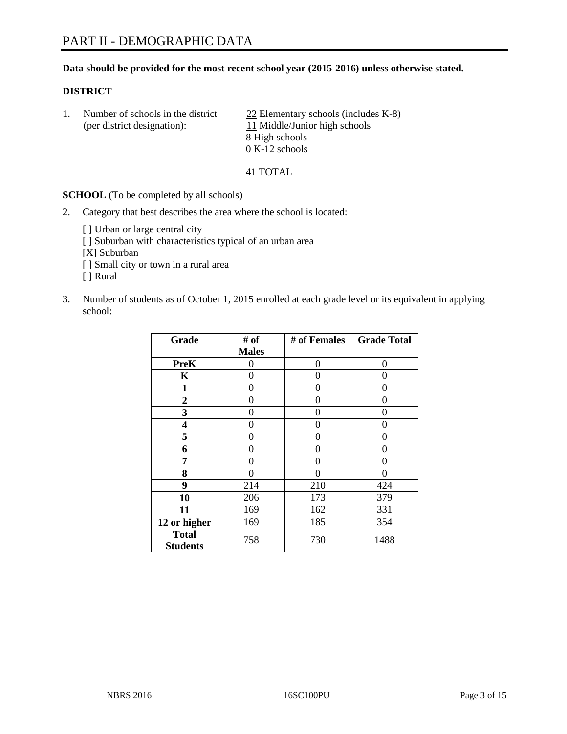# PART II - DEMOGRAPHIC DATA

**Data should be provided for the most recent school year (2015-2016) unless otherwise stated.**

**DISTRICT**

1. Number of schools in the district (per district designation):
   22 Elementary schools (includes K-8)
   11 Middle/Junior high schools
   8 High schools
   0 K-12 schools

   41 TOTAL

**SCHOOL** (To be completed by all schools)

2. Category that best describes the area where the school is located:

   [ ] Urban or large central city
   [ ] Suburban with characteristics typical of an urban area
   [X] Suburban
   [ ] Small city or town in a rural area
   [ ] Rural

3. Number of students as of October 1, 2015 enrolled at each grade level or its equivalent in applying school:

| Grade | # of Males | # of Females | Grade Total |
|---|---|---|---|
| **PreK** | 0 | 0 | 0 |
| **K** | 0 | 0 | 0 |
| **1** | 0 | 0 | 0 |
| **2** | 0 | 0 | 0 |
| **3** | 0 | 0 | 0 |
| **4** | 0 | 0 | 0 |
| **5** | 0 | 0 | 0 |
| **6** | 0 | 0 | 0 |
| **7** | 0 | 0 | 0 |
| **8** | 0 | 0 | 0 |
| **9** | 214 | 210 | 424 |
| **10** | 206 | 173 | 379 |
| **11** | 169 | 162 | 331 |
| **12 or higher** | 169 | 185 | 354 |
| **Total Students** | 758 | 730 | 1488 |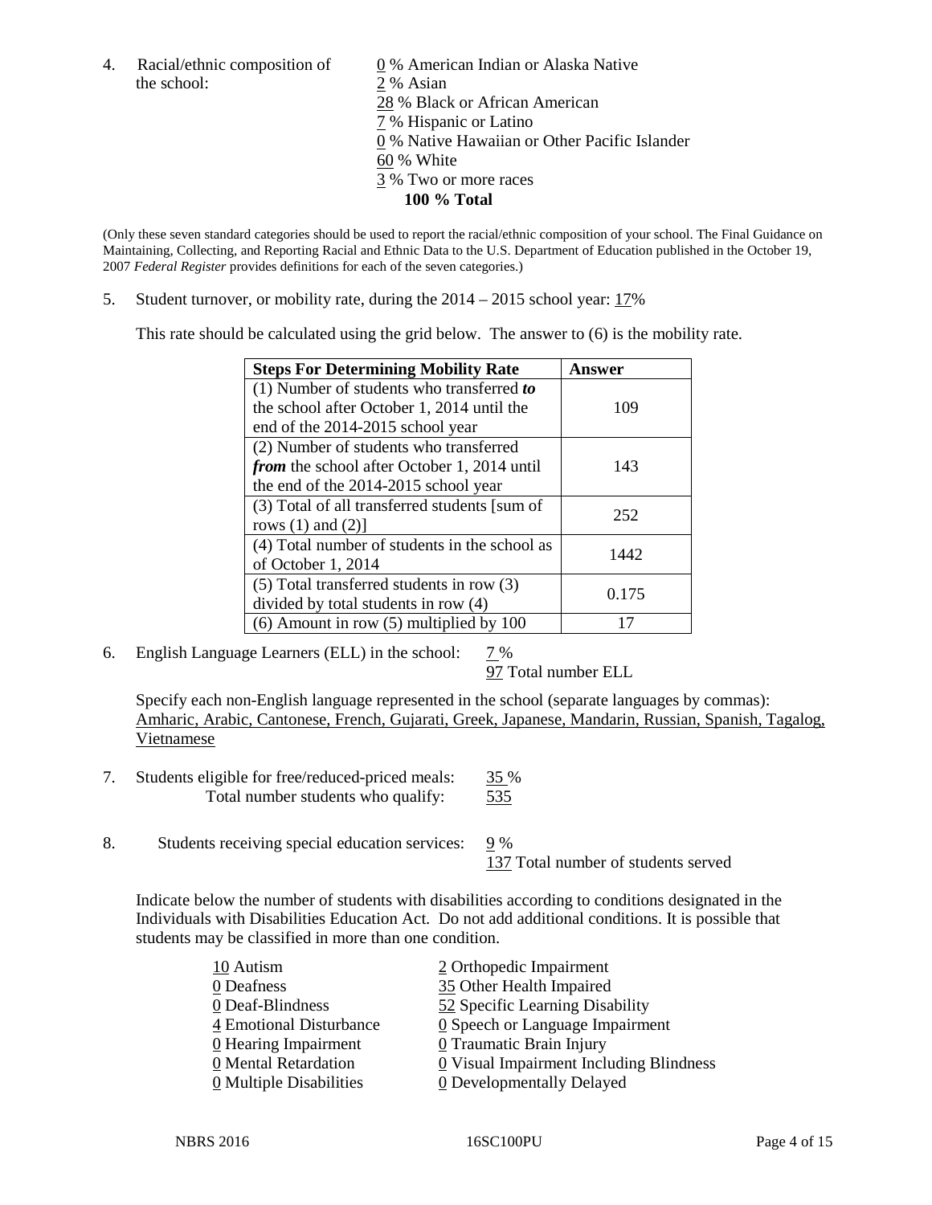4. Racial/ethnic composition of the school:

0 % American Indian or Alaska Native
2 % Asian
28 % Black or African American
7 % Hispanic or Latino
0 % Native Hawaiian or Other Pacific Islander
60 % White
3 % Two or more races
**100 % Total**

(Only these seven standard categories should be used to report the racial/ethnic composition of your school. The Final Guidance on Maintaining, Collecting, and Reporting Racial and Ethnic Data to the U.S. Department of Education published in the October 19, 2007 *Federal Register* provides definitions for each of the seven categories.)

5. Student turnover, or mobility rate, during the 2014 – 2015 school year: 17%

This rate should be calculated using the grid below. The answer to (6) is the mobility rate.

| Steps For Determining Mobility Rate | Answer |
|---|---|
| (1) Number of students who transferred ***to*** the school after October 1, 2014 until the end of the 2014-2015 school year | 109 |
| (2) Number of students who transferred ***from*** the school after October 1, 2014 until the end of the 2014-2015 school year | 143 |
| (3) Total of all transferred students [sum of rows (1) and (2)] | 252 |
| (4) Total number of students in the school as of October 1, 2014 | 1442 |
| (5) Total transferred students in row (3) divided by total students in row (4) | 0.175 |
| (6) Amount in row (5) multiplied by 100 | 17 |

6. English Language Learners (ELL) in the school: 7 %
97 Total number ELL

Specify each non-English language represented in the school (separate languages by commas):
Amharic, Arabic, Cantonese, French, Gujarati, Greek, Japanese, Mandarin, Russian, Spanish, Tagalog, Vietnamese

7. Students eligible for free/reduced-priced meals: 35 %
Total number students who qualify: 535

8. Students receiving special education services: 9 %
137 Total number of students served

Indicate below the number of students with disabilities according to conditions designated in the Individuals with Disabilities Education Act. Do not add additional conditions. It is possible that students may be classified in more than one condition.

10 Autism
0 Deafness
0 Deaf-Blindness
4 Emotional Disturbance
0 Hearing Impairment
0 Mental Retardation
0 Multiple Disabilities
2 Orthopedic Impairment
35 Other Health Impaired
52 Specific Learning Disability
0 Speech or Language Impairment
0 Traumatic Brain Injury
0 Visual Impairment Including Blindness
0 Developmentally Delayed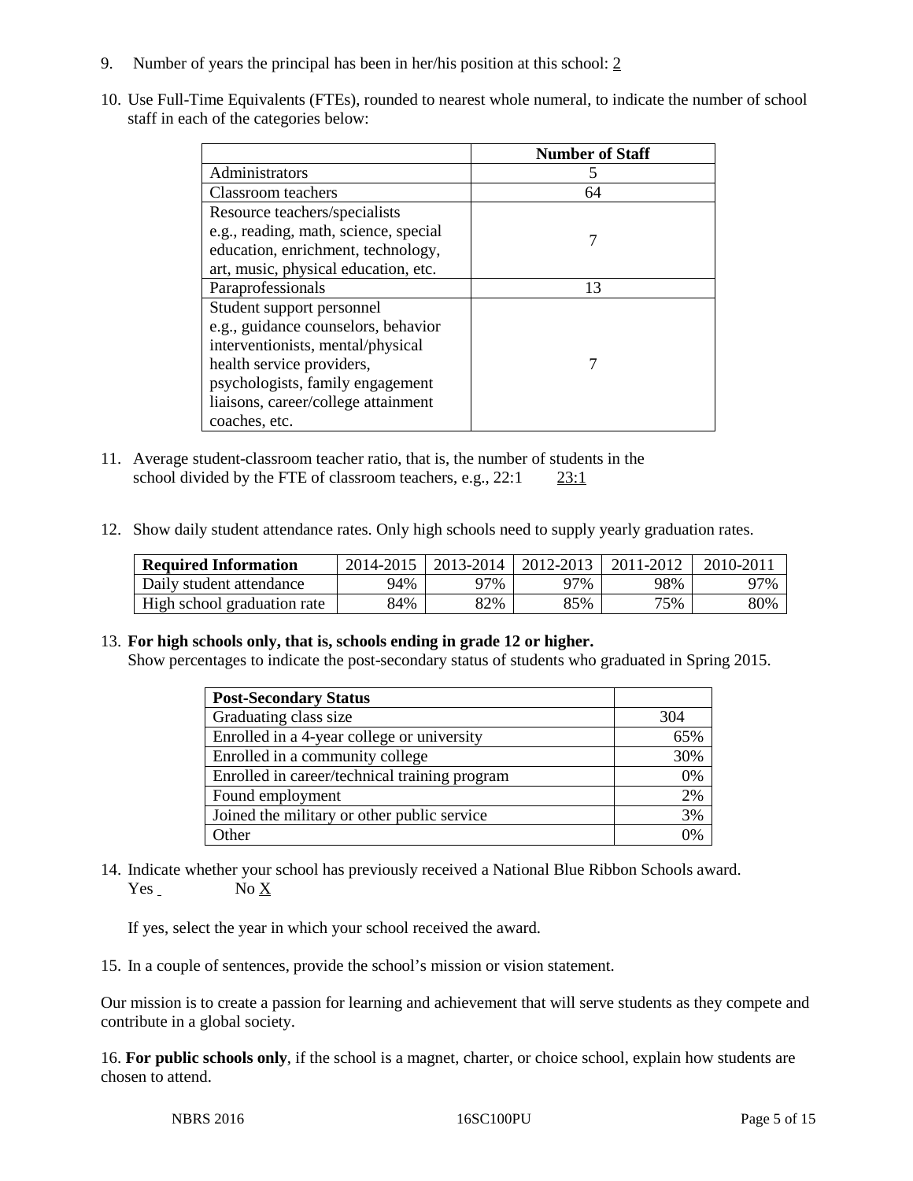9. Number of years the principal has been in her/his position at this school: 2

10. Use Full-Time Equivalents (FTEs), rounded to nearest whole numeral, to indicate the number of school staff in each of the categories below:

| | Number of Staff |
|---|---|
| Administrators | 5 |
| Classroom teachers | 64 |
| Resource teachers/specialists e.g., reading, math, science, special education, enrichment, technology, art, music, physical education, etc. | 7 |
| Paraprofessionals | 13 |
| Student support personnel e.g., guidance counselors, behavior interventionists, mental/physical health service providers, psychologists, family engagement liaisons, career/college attainment coaches, etc. | 7 |

11. Average student-classroom teacher ratio, that is, the number of students in the school divided by the FTE of classroom teachers, e.g., 22:1 23:1

12. Show daily student attendance rates. Only high schools need to supply yearly graduation rates.

| Required Information | 2014-2015 | 2013-2014 | 2012-2013 | 2011-2012 | 2010-2011 |
|---|---|---|---|---|---|
| Daily student attendance | 94% | 97% | 97% | 98% | 97% |
| High school graduation rate | 84% | 82% | 85% | 75% | 80% |

13. **For high schools only, that is, schools ending in grade 12 or higher.**
Show percentages to indicate the post-secondary status of students who graduated in Spring 2015.

| Post-Secondary Status | |
|---|---|
| Graduating class size | 304 |
| Enrolled in a 4-year college or university | 65% |
| Enrolled in a community college | 30% |
| Enrolled in career/technical training program | 0% |
| Found employment | 2% |
| Joined the military or other public service | 3% |
| Other | 0% |

14. Indicate whether your school has previously received a National Blue Ribbon Schools award.
Yes No X

If yes, select the year in which your school received the award.

15. In a couple of sentences, provide the school's mission or vision statement.

Our mission is to create a passion for learning and achievement that will serve students as they compete and contribute in a global society.

16. **For public schools only**, if the school is a magnet, charter, or choice school, explain how students are chosen to attend.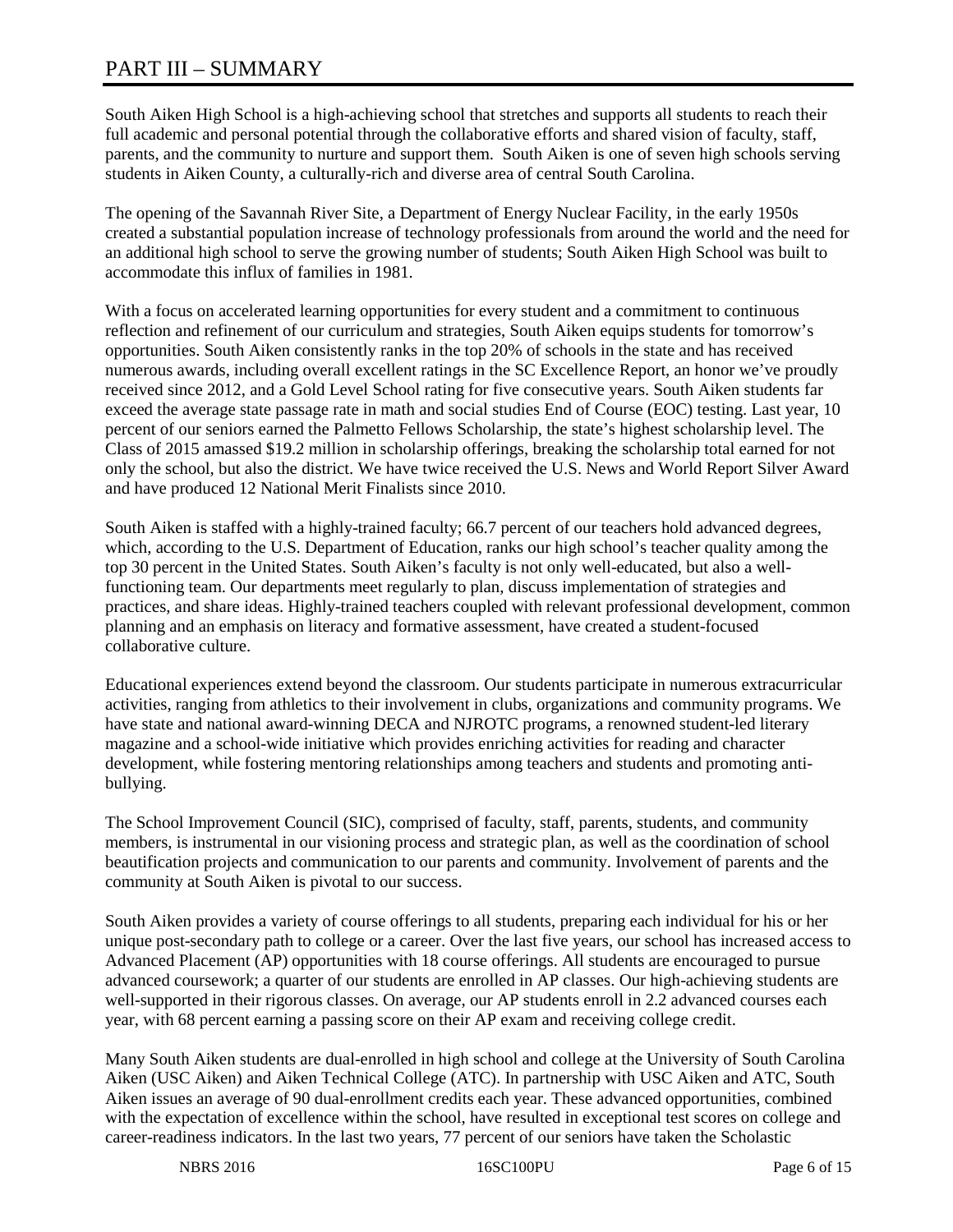# PART III – SUMMARY

South Aiken High School is a high-achieving school that stretches and supports all students to reach their full academic and personal potential through the collaborative efforts and shared vision of faculty, staff, parents, and the community to nurture and support them. South Aiken is one of seven high schools serving students in Aiken County, a culturally-rich and diverse area of central South Carolina.

The opening of the Savannah River Site, a Department of Energy Nuclear Facility, in the early 1950s created a substantial population increase of technology professionals from around the world and the need for an additional high school to serve the growing number of students; South Aiken High School was built to accommodate this influx of families in 1981.

With a focus on accelerated learning opportunities for every student and a commitment to continuous reflection and refinement of our curriculum and strategies, South Aiken equips students for tomorrow's opportunities. South Aiken consistently ranks in the top 20% of schools in the state and has received numerous awards, including overall excellent ratings in the SC Excellence Report, an honor we've proudly received since 2012, and a Gold Level School rating for five consecutive years. South Aiken students far exceed the average state passage rate in math and social studies End of Course (EOC) testing. Last year, 10 percent of our seniors earned the Palmetto Fellows Scholarship, the state's highest scholarship level. The Class of 2015 amassed $19.2 million in scholarship offerings, breaking the scholarship total earned for not only the school, but also the district. We have twice received the U.S. News and World Report Silver Award and have produced 12 National Merit Finalists since 2010.

South Aiken is staffed with a highly-trained faculty; 66.7 percent of our teachers hold advanced degrees, which, according to the U.S. Department of Education, ranks our high school's teacher quality among the top 30 percent in the United States. South Aiken's faculty is not only well-educated, but also a well-functioning team. Our departments meet regularly to plan, discuss implementation of strategies and practices, and share ideas. Highly-trained teachers coupled with relevant professional development, common planning and an emphasis on literacy and formative assessment, have created a student-focused collaborative culture.

Educational experiences extend beyond the classroom. Our students participate in numerous extracurricular activities, ranging from athletics to their involvement in clubs, organizations and community programs. We have state and national award-winning DECA and NJROTC programs, a renowned student-led literary magazine and a school-wide initiative which provides enriching activities for reading and character development, while fostering mentoring relationships among teachers and students and promoting anti-bullying.

The School Improvement Council (SIC), comprised of faculty, staff, parents, students, and community members, is instrumental in our visioning process and strategic plan, as well as the coordination of school beautification projects and communication to our parents and community. Involvement of parents and the community at South Aiken is pivotal to our success.

South Aiken provides a variety of course offerings to all students, preparing each individual for his or her unique post-secondary path to college or a career. Over the last five years, our school has increased access to Advanced Placement (AP) opportunities with 18 course offerings. All students are encouraged to pursue advanced coursework; a quarter of our students are enrolled in AP classes. Our high-achieving students are well-supported in their rigorous classes. On average, our AP students enroll in 2.2 advanced courses each year, with 68 percent earning a passing score on their AP exam and receiving college credit.

Many South Aiken students are dual-enrolled in high school and college at the University of South Carolina Aiken (USC Aiken) and Aiken Technical College (ATC). In partnership with USC Aiken and ATC, South Aiken issues an average of 90 dual-enrollment credits each year. These advanced opportunities, combined with the expectation of excellence within the school, have resulted in exceptional test scores on college and career-readiness indicators. In the last two years, 77 percent of our seniors have taken the Scholastic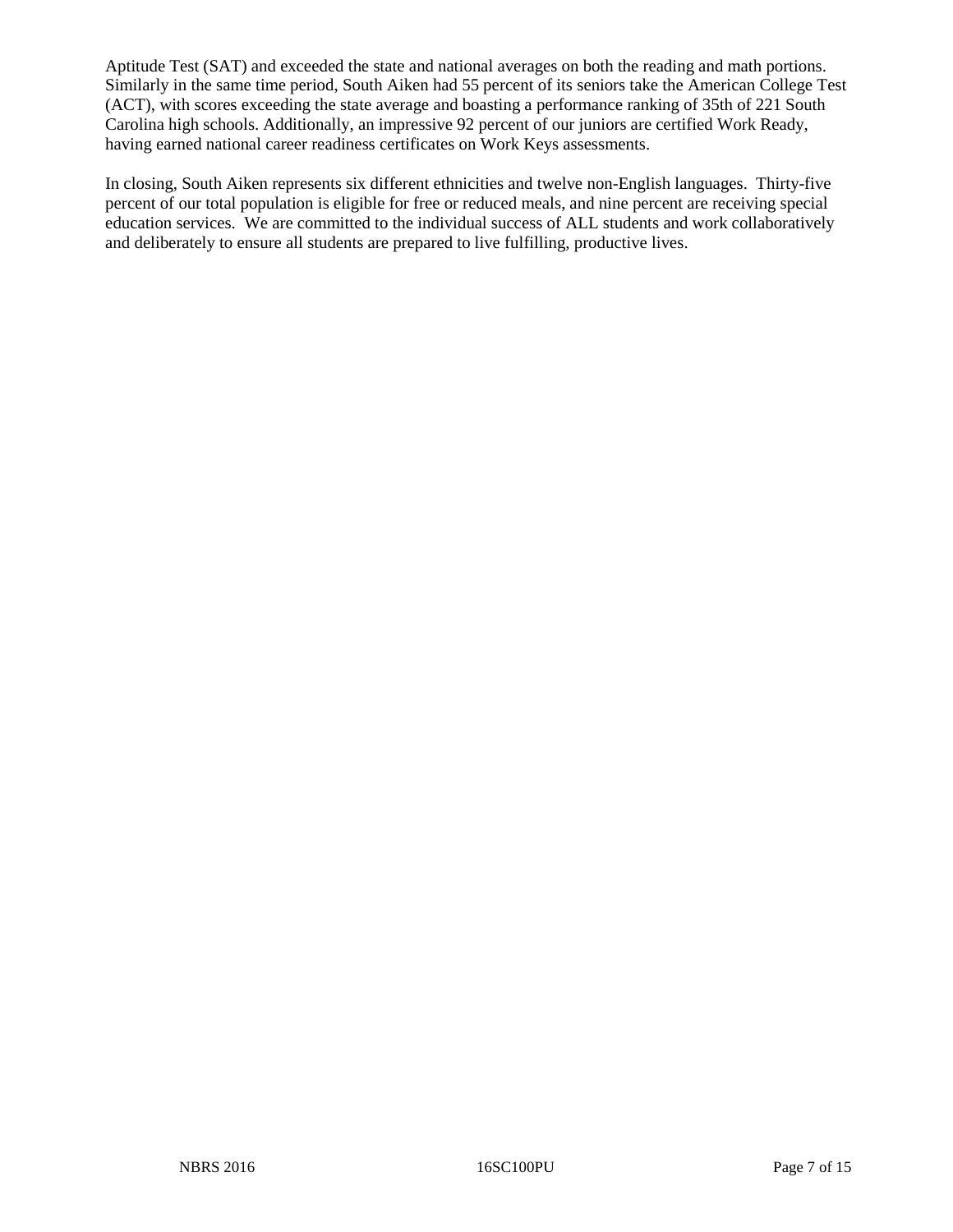Aptitude Test (SAT) and exceeded the state and national averages on both the reading and math portions. Similarly in the same time period, South Aiken had 55 percent of its seniors take the American College Test (ACT), with scores exceeding the state average and boasting a performance ranking of 35th of 221 South Carolina high schools. Additionally, an impressive 92 percent of our juniors are certified Work Ready, having earned national career readiness certificates on Work Keys assessments.

In closing, South Aiken represents six different ethnicities and twelve non-English languages. Thirty-five percent of our total population is eligible for free or reduced meals, and nine percent are receiving special education services. We are committed to the individual success of ALL students and work collaboratively and deliberately to ensure all students are prepared to live fulfilling, productive lives.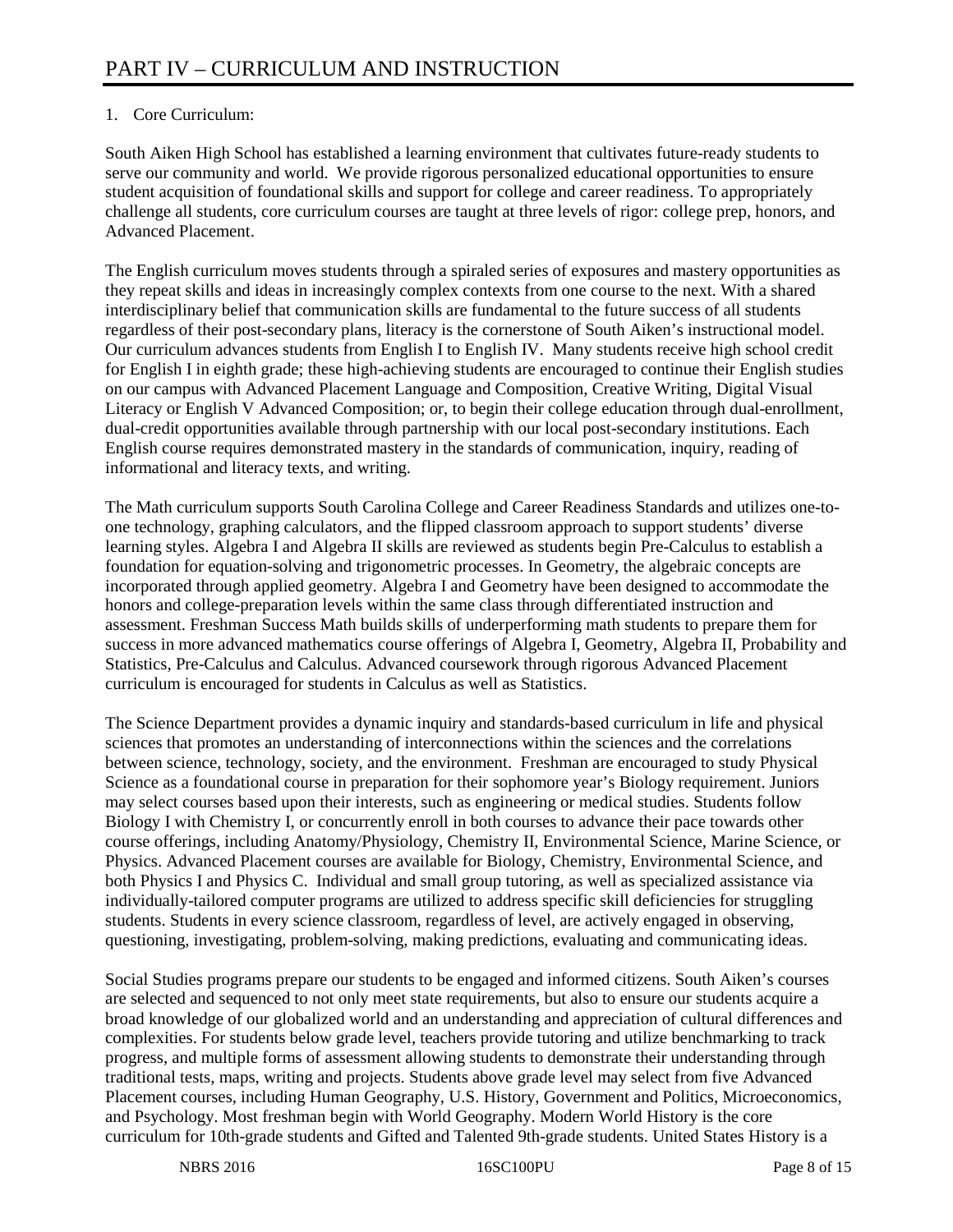# PART IV – CURRICULUM AND INSTRUCTION

1. Core Curriculum:

South Aiken High School has established a learning environment that cultivates future-ready students to serve our community and world. We provide rigorous personalized educational opportunities to ensure student acquisition of foundational skills and support for college and career readiness. To appropriately challenge all students, core curriculum courses are taught at three levels of rigor: college prep, honors, and Advanced Placement.

The English curriculum moves students through a spiraled series of exposures and mastery opportunities as they repeat skills and ideas in increasingly complex contexts from one course to the next. With a shared interdisciplinary belief that communication skills are fundamental to the future success of all students regardless of their post-secondary plans, literacy is the cornerstone of South Aiken's instructional model. Our curriculum advances students from English I to English IV. Many students receive high school credit for English I in eighth grade; these high-achieving students are encouraged to continue their English studies on our campus with Advanced Placement Language and Composition, Creative Writing, Digital Visual Literacy or English V Advanced Composition; or, to begin their college education through dual-enrollment, dual-credit opportunities available through partnership with our local post-secondary institutions. Each English course requires demonstrated mastery in the standards of communication, inquiry, reading of informational and literacy texts, and writing.

The Math curriculum supports South Carolina College and Career Readiness Standards and utilizes one-to-one technology, graphing calculators, and the flipped classroom approach to support students' diverse learning styles. Algebra I and Algebra II skills are reviewed as students begin Pre-Calculus to establish a foundation for equation-solving and trigonometric processes. In Geometry, the algebraic concepts are incorporated through applied geometry. Algebra I and Geometry have been designed to accommodate the honors and college-preparation levels within the same class through differentiated instruction and assessment. Freshman Success Math builds skills of underperforming math students to prepare them for success in more advanced mathematics course offerings of Algebra I, Geometry, Algebra II, Probability and Statistics, Pre-Calculus and Calculus. Advanced coursework through rigorous Advanced Placement curriculum is encouraged for students in Calculus as well as Statistics.

The Science Department provides a dynamic inquiry and standards-based curriculum in life and physical sciences that promotes an understanding of interconnections within the sciences and the correlations between science, technology, society, and the environment. Freshman are encouraged to study Physical Science as a foundational course in preparation for their sophomore year's Biology requirement. Juniors may select courses based upon their interests, such as engineering or medical studies. Students follow Biology I with Chemistry I, or concurrently enroll in both courses to advance their pace towards other course offerings, including Anatomy/Physiology, Chemistry II, Environmental Science, Marine Science, or Physics. Advanced Placement courses are available for Biology, Chemistry, Environmental Science, and both Physics I and Physics C. Individual and small group tutoring, as well as specialized assistance via individually-tailored computer programs are utilized to address specific skill deficiencies for struggling students. Students in every science classroom, regardless of level, are actively engaged in observing, questioning, investigating, problem-solving, making predictions, evaluating and communicating ideas.

Social Studies programs prepare our students to be engaged and informed citizens. South Aiken's courses are selected and sequenced to not only meet state requirements, but also to ensure our students acquire a broad knowledge of our globalized world and an understanding and appreciation of cultural differences and complexities. For students below grade level, teachers provide tutoring and utilize benchmarking to track progress, and multiple forms of assessment allowing students to demonstrate their understanding through traditional tests, maps, writing and projects. Students above grade level may select from five Advanced Placement courses, including Human Geography, U.S. History, Government and Politics, Microeconomics, and Psychology. Most freshman begin with World Geography. Modern World History is the core curriculum for 10th-grade students and Gifted and Talented 9th-grade students. United States History is a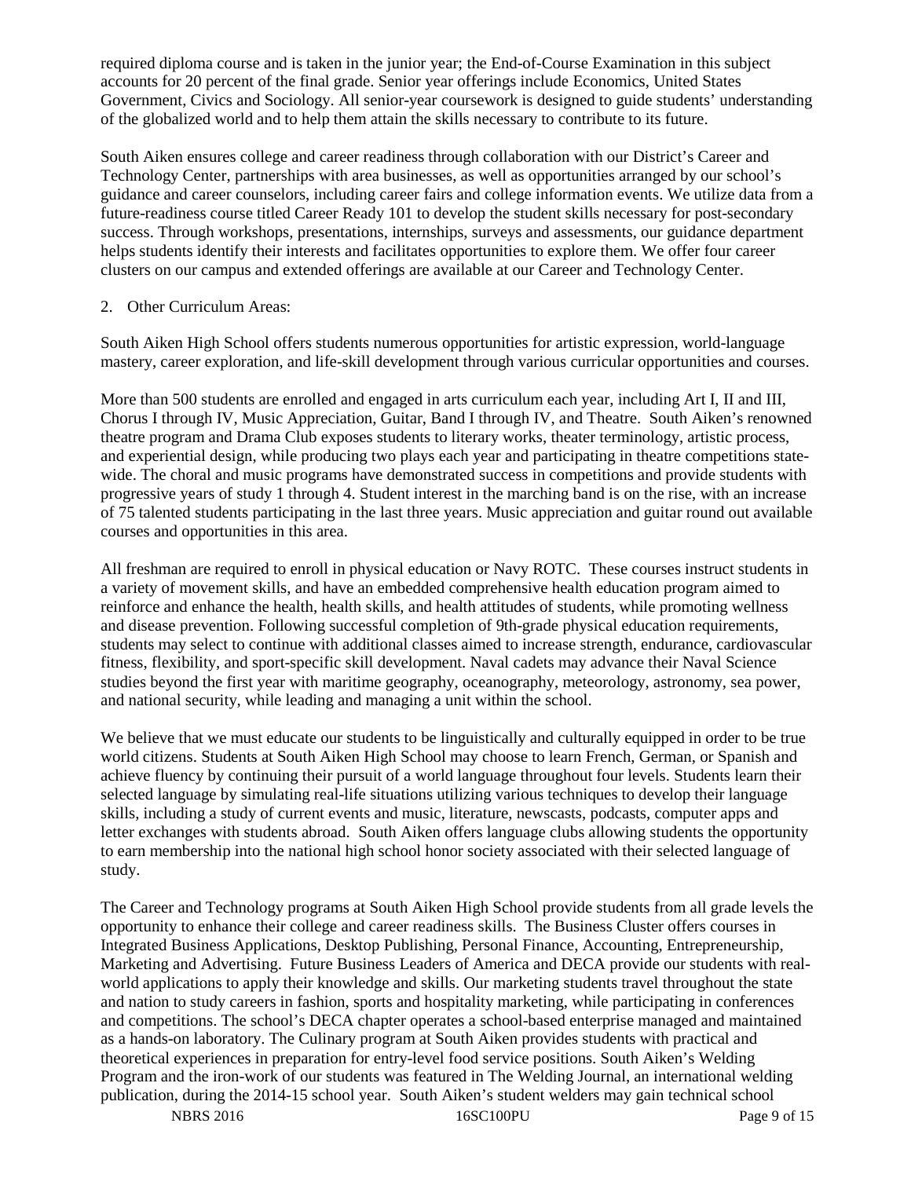required diploma course and is taken in the junior year; the End-of-Course Examination in this subject accounts for 20 percent of the final grade. Senior year offerings include Economics, United States Government, Civics and Sociology. All senior-year coursework is designed to guide students' understanding of the globalized world and to help them attain the skills necessary to contribute to its future.

South Aiken ensures college and career readiness through collaboration with our District's Career and Technology Center, partnerships with area businesses, as well as opportunities arranged by our school's guidance and career counselors, including career fairs and college information events. We utilize data from a future-readiness course titled Career Ready 101 to develop the student skills necessary for post-secondary success. Through workshops, presentations, internships, surveys and assessments, our guidance department helps students identify their interests and facilitates opportunities to explore them. We offer four career clusters on our campus and extended offerings are available at our Career and Technology Center.

2. Other Curriculum Areas:

South Aiken High School offers students numerous opportunities for artistic expression, world-language mastery, career exploration, and life-skill development through various curricular opportunities and courses.

More than 500 students are enrolled and engaged in arts curriculum each year, including Art I, II and III, Chorus I through IV, Music Appreciation, Guitar, Band I through IV, and Theatre. South Aiken's renowned theatre program and Drama Club exposes students to literary works, theater terminology, artistic process, and experiential design, while producing two plays each year and participating in theatre competitions state-wide. The choral and music programs have demonstrated success in competitions and provide students with progressive years of study 1 through 4. Student interest in the marching band is on the rise, with an increase of 75 talented students participating in the last three years. Music appreciation and guitar round out available courses and opportunities in this area.

All freshman are required to enroll in physical education or Navy ROTC. These courses instruct students in a variety of movement skills, and have an embedded comprehensive health education program aimed to reinforce and enhance the health, health skills, and health attitudes of students, while promoting wellness and disease prevention. Following successful completion of 9th-grade physical education requirements, students may select to continue with additional classes aimed to increase strength, endurance, cardiovascular fitness, flexibility, and sport-specific skill development. Naval cadets may advance their Naval Science studies beyond the first year with maritime geography, oceanography, meteorology, astronomy, sea power, and national security, while leading and managing a unit within the school.

We believe that we must educate our students to be linguistically and culturally equipped in order to be true world citizens. Students at South Aiken High School may choose to learn French, German, or Spanish and achieve fluency by continuing their pursuit of a world language throughout four levels. Students learn their selected language by simulating real-life situations utilizing various techniques to develop their language skills, including a study of current events and music, literature, newscasts, podcasts, computer apps and letter exchanges with students abroad. South Aiken offers language clubs allowing students the opportunity to earn membership into the national high school honor society associated with their selected language of study.

The Career and Technology programs at South Aiken High School provide students from all grade levels the opportunity to enhance their college and career readiness skills. The Business Cluster offers courses in Integrated Business Applications, Desktop Publishing, Personal Finance, Accounting, Entrepreneurship, Marketing and Advertising. Future Business Leaders of America and DECA provide our students with real-world applications to apply their knowledge and skills. Our marketing students travel throughout the state and nation to study careers in fashion, sports and hospitality marketing, while participating in conferences and competitions. The school's DECA chapter operates a school-based enterprise managed and maintained as a hands-on laboratory. The Culinary program at South Aiken provides students with practical and theoretical experiences in preparation for entry-level food service positions. South Aiken's Welding Program and the iron-work of our students was featured in The Welding Journal, an international welding publication, during the 2014-15 school year. South Aiken's student welders may gain technical school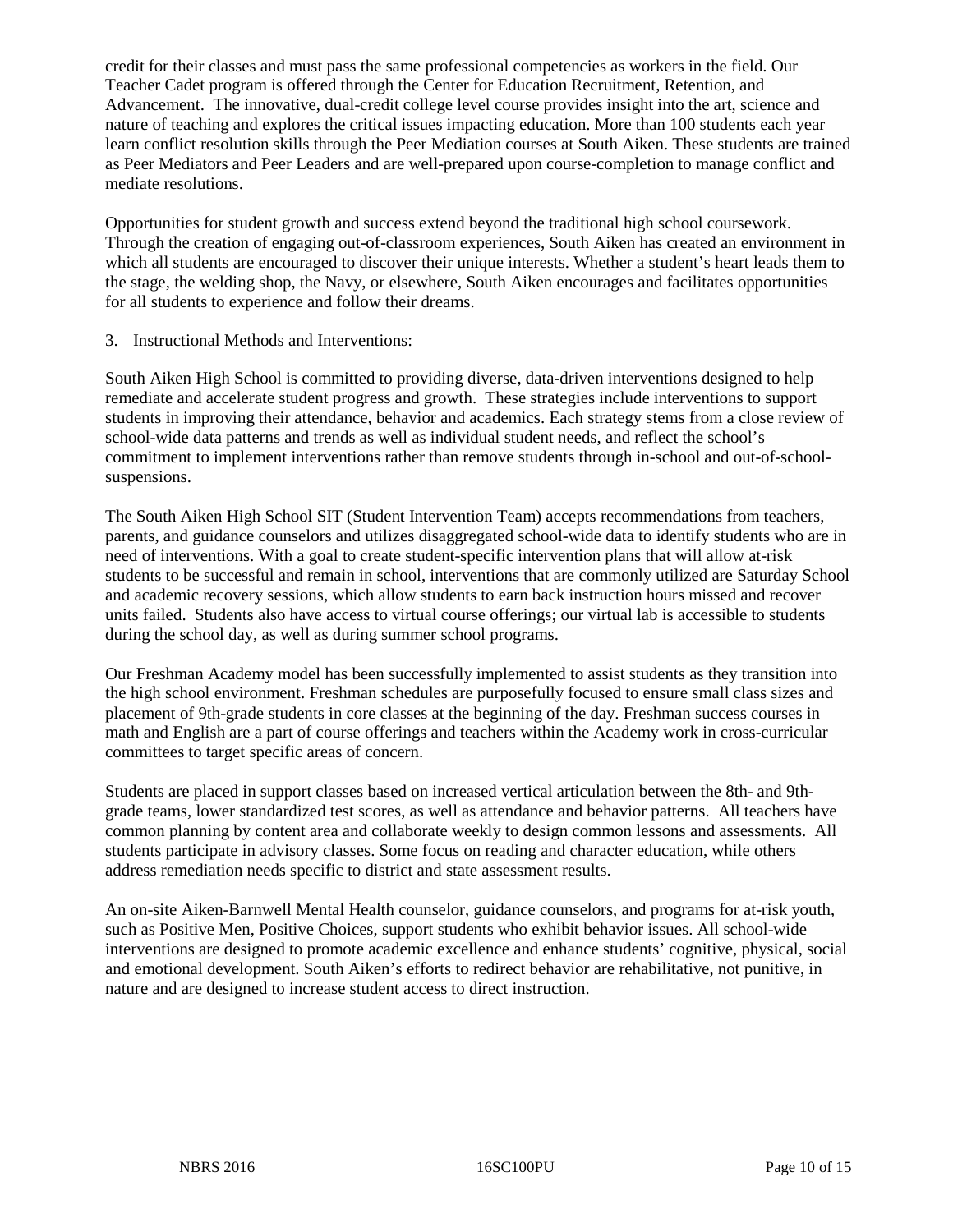credit for their classes and must pass the same professional competencies as workers in the field. Our Teacher Cadet program is offered through the Center for Education Recruitment, Retention, and Advancement. The innovative, dual-credit college level course provides insight into the art, science and nature of teaching and explores the critical issues impacting education. More than 100 students each year learn conflict resolution skills through the Peer Mediation courses at South Aiken. These students are trained as Peer Mediators and Peer Leaders and are well-prepared upon course-completion to manage conflict and mediate resolutions.

Opportunities for student growth and success extend beyond the traditional high school coursework. Through the creation of engaging out-of-classroom experiences, South Aiken has created an environment in which all students are encouraged to discover their unique interests. Whether a student's heart leads them to the stage, the welding shop, the Navy, or elsewhere, South Aiken encourages and facilitates opportunities for all students to experience and follow their dreams.

3. Instructional Methods and Interventions:

South Aiken High School is committed to providing diverse, data-driven interventions designed to help remediate and accelerate student progress and growth. These strategies include interventions to support students in improving their attendance, behavior and academics. Each strategy stems from a close review of school-wide data patterns and trends as well as individual student needs, and reflect the school's commitment to implement interventions rather than remove students through in-school and out-of-school-suspensions.

The South Aiken High School SIT (Student Intervention Team) accepts recommendations from teachers, parents, and guidance counselors and utilizes disaggregated school-wide data to identify students who are in need of interventions. With a goal to create student-specific intervention plans that will allow at-risk students to be successful and remain in school, interventions that are commonly utilized are Saturday School and academic recovery sessions, which allow students to earn back instruction hours missed and recover units failed. Students also have access to virtual course offerings; our virtual lab is accessible to students during the school day, as well as during summer school programs.

Our Freshman Academy model has been successfully implemented to assist students as they transition into the high school environment. Freshman schedules are purposefully focused to ensure small class sizes and placement of 9th-grade students in core classes at the beginning of the day. Freshman success courses in math and English are a part of course offerings and teachers within the Academy work in cross-curricular committees to target specific areas of concern.

Students are placed in support classes based on increased vertical articulation between the 8th- and 9th-grade teams, lower standardized test scores, as well as attendance and behavior patterns. All teachers have common planning by content area and collaborate weekly to design common lessons and assessments. All students participate in advisory classes. Some focus on reading and character education, while others address remediation needs specific to district and state assessment results.

An on-site Aiken-Barnwell Mental Health counselor, guidance counselors, and programs for at-risk youth, such as Positive Men, Positive Choices, support students who exhibit behavior issues. All school-wide interventions are designed to promote academic excellence and enhance students' cognitive, physical, social and emotional development. South Aiken's efforts to redirect behavior are rehabilitative, not punitive, in nature and are designed to increase student access to direct instruction.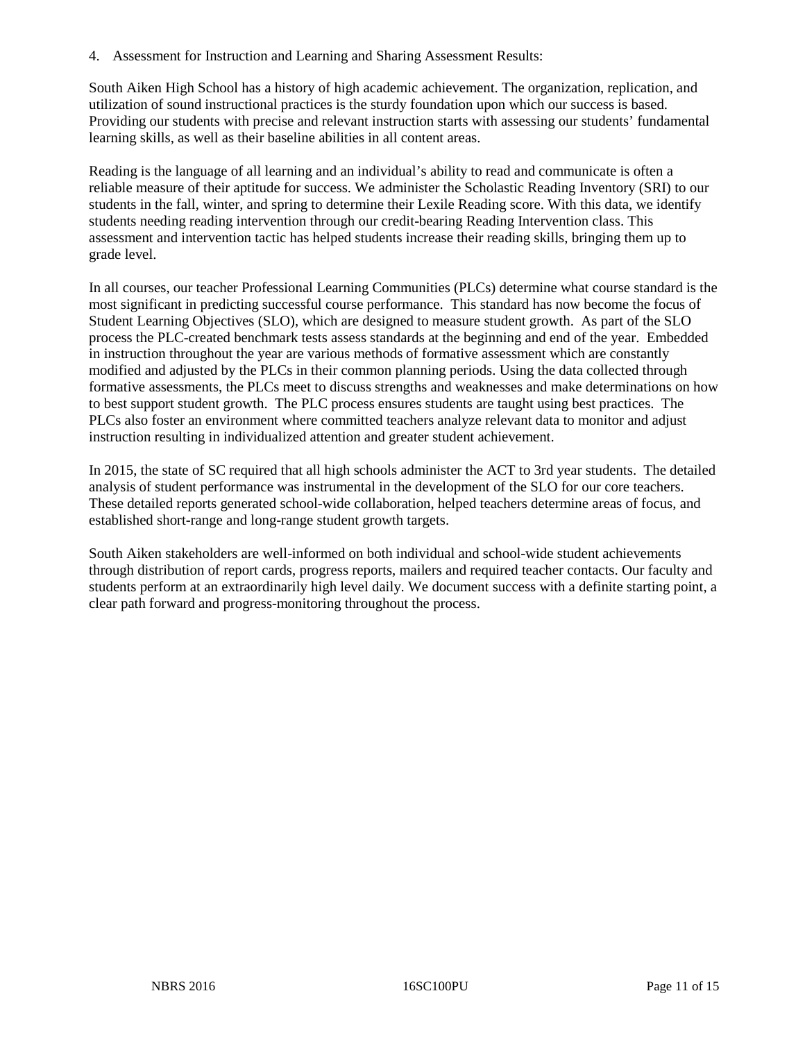4. Assessment for Instruction and Learning and Sharing Assessment Results:

South Aiken High School has a history of high academic achievement. The organization, replication, and utilization of sound instructional practices is the sturdy foundation upon which our success is based. Providing our students with precise and relevant instruction starts with assessing our students' fundamental learning skills, as well as their baseline abilities in all content areas.

Reading is the language of all learning and an individual's ability to read and communicate is often a reliable measure of their aptitude for success. We administer the Scholastic Reading Inventory (SRI) to our students in the fall, winter, and spring to determine their Lexile Reading score. With this data, we identify students needing reading intervention through our credit-bearing Reading Intervention class. This assessment and intervention tactic has helped students increase their reading skills, bringing them up to grade level.

In all courses, our teacher Professional Learning Communities (PLCs) determine what course standard is the most significant in predicting successful course performance. This standard has now become the focus of Student Learning Objectives (SLO), which are designed to measure student growth. As part of the SLO process the PLC-created benchmark tests assess standards at the beginning and end of the year. Embedded in instruction throughout the year are various methods of formative assessment which are constantly modified and adjusted by the PLCs in their common planning periods. Using the data collected through formative assessments, the PLCs meet to discuss strengths and weaknesses and make determinations on how to best support student growth. The PLC process ensures students are taught using best practices. The PLCs also foster an environment where committed teachers analyze relevant data to monitor and adjust instruction resulting in individualized attention and greater student achievement.

In 2015, the state of SC required that all high schools administer the ACT to 3rd year students. The detailed analysis of student performance was instrumental in the development of the SLO for our core teachers. These detailed reports generated school-wide collaboration, helped teachers determine areas of focus, and established short-range and long-range student growth targets.

South Aiken stakeholders are well-informed on both individual and school-wide student achievements through distribution of report cards, progress reports, mailers and required teacher contacts. Our faculty and students perform at an extraordinarily high level daily. We document success with a definite starting point, a clear path forward and progress-monitoring throughout the process.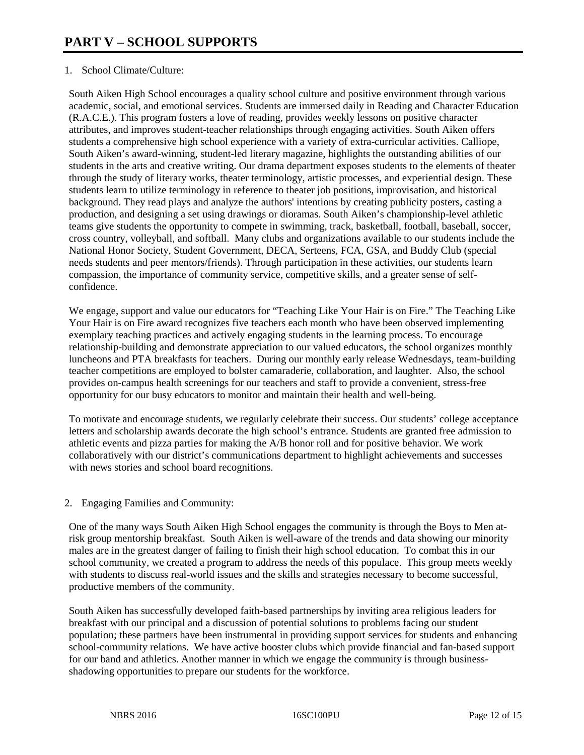# PART V – SCHOOL SUPPORTS

1. School Climate/Culture:

South Aiken High School encourages a quality school culture and positive environment through various academic, social, and emotional services. Students are immersed daily in Reading and Character Education (R.A.C.E.). This program fosters a love of reading, provides weekly lessons on positive character attributes, and improves student-teacher relationships through engaging activities. South Aiken offers students a comprehensive high school experience with a variety of extra-curricular activities. Calliope, South Aiken's award-winning, student-led literary magazine, highlights the outstanding abilities of our students in the arts and creative writing. Our drama department exposes students to the elements of theater through the study of literary works, theater terminology, artistic processes, and experiential design. These students learn to utilize terminology in reference to theater job positions, improvisation, and historical background. They read plays and analyze the authors' intentions by creating publicity posters, casting a production, and designing a set using drawings or dioramas. South Aiken's championship-level athletic teams give students the opportunity to compete in swimming, track, basketball, football, baseball, soccer, cross country, volleyball, and softball. Many clubs and organizations available to our students include the National Honor Society, Student Government, DECA, Serteens, FCA, GSA, and Buddy Club (special needs students and peer mentors/friends). Through participation in these activities, our students learn compassion, the importance of community service, competitive skills, and a greater sense of self-confidence.

We engage, support and value our educators for "Teaching Like Your Hair is on Fire." The Teaching Like Your Hair is on Fire award recognizes five teachers each month who have been observed implementing exemplary teaching practices and actively engaging students in the learning process. To encourage relationship-building and demonstrate appreciation to our valued educators, the school organizes monthly luncheons and PTA breakfasts for teachers. During our monthly early release Wednesdays, team-building teacher competitions are employed to bolster camaraderie, collaboration, and laughter. Also, the school provides on-campus health screenings for our teachers and staff to provide a convenient, stress-free opportunity for our busy educators to monitor and maintain their health and well-being.

To motivate and encourage students, we regularly celebrate their success. Our students' college acceptance letters and scholarship awards decorate the high school's entrance. Students are granted free admission to athletic events and pizza parties for making the A/B honor roll and for positive behavior. We work collaboratively with our district's communications department to highlight achievements and successes with news stories and school board recognitions.

2. Engaging Families and Community:

One of the many ways South Aiken High School engages the community is through the Boys to Men at-risk group mentorship breakfast. South Aiken is well-aware of the trends and data showing our minority males are in the greatest danger of failing to finish their high school education. To combat this in our school community, we created a program to address the needs of this populace. This group meets weekly with students to discuss real-world issues and the skills and strategies necessary to become successful, productive members of the community.

South Aiken has successfully developed faith-based partnerships by inviting area religious leaders for breakfast with our principal and a discussion of potential solutions to problems facing our student population; these partners have been instrumental in providing support services for students and enhancing school-community relations. We have active booster clubs which provide financial and fan-based support for our band and athletics. Another manner in which we engage the community is through business-shadowing opportunities to prepare our students for the workforce.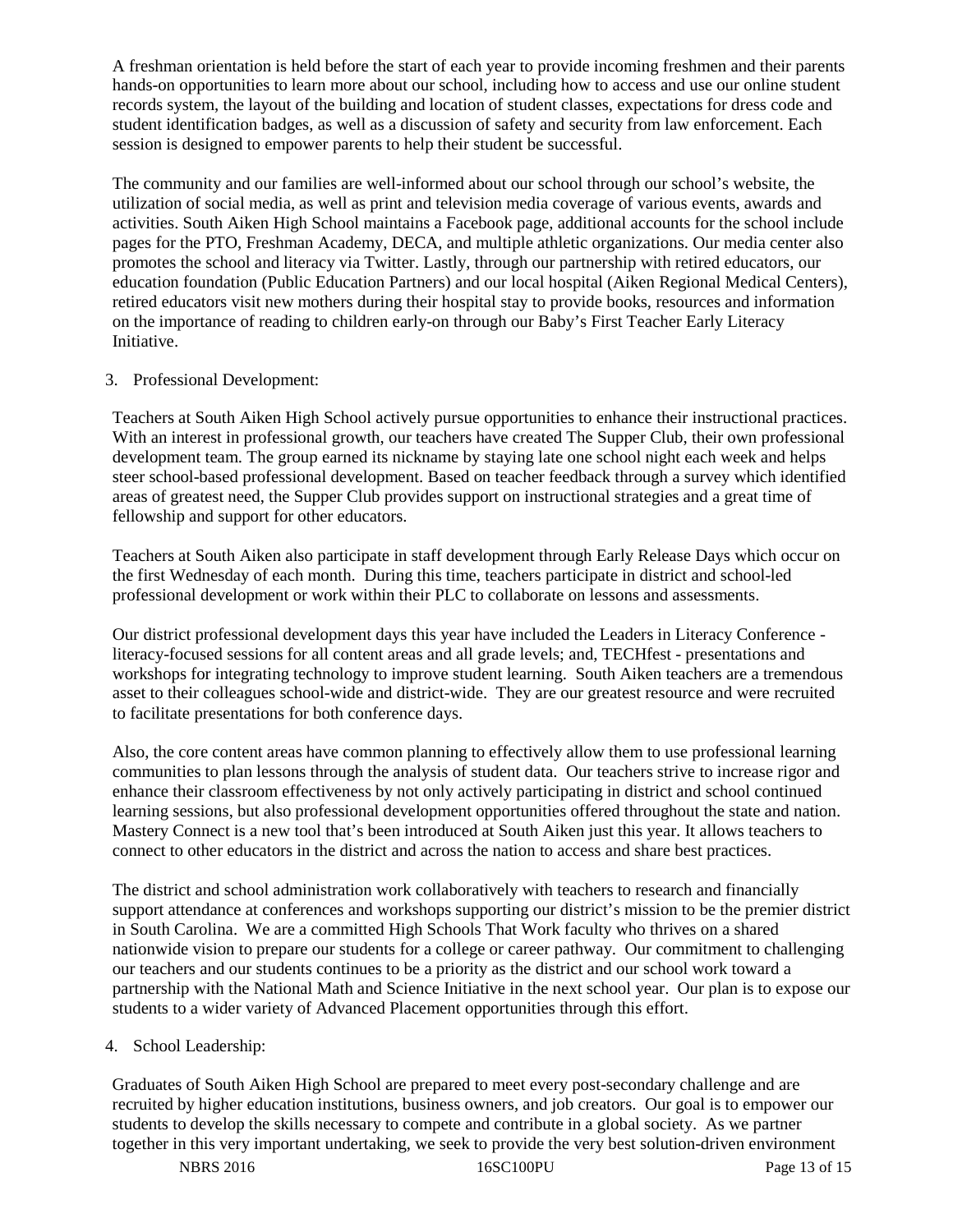A freshman orientation is held before the start of each year to provide incoming freshmen and their parents hands-on opportunities to learn more about our school, including how to access and use our online student records system, the layout of the building and location of student classes, expectations for dress code and student identification badges, as well as a discussion of safety and security from law enforcement. Each session is designed to empower parents to help their student be successful.

The community and our families are well-informed about our school through our school's website, the utilization of social media, as well as print and television media coverage of various events, awards and activities. South Aiken High School maintains a Facebook page, additional accounts for the school include pages for the PTO, Freshman Academy, DECA, and multiple athletic organizations. Our media center also promotes the school and literacy via Twitter. Lastly, through our partnership with retired educators, our education foundation (Public Education Partners) and our local hospital (Aiken Regional Medical Centers), retired educators visit new mothers during their hospital stay to provide books, resources and information on the importance of reading to children early-on through our Baby's First Teacher Early Literacy Initiative.

3. Professional Development:

Teachers at South Aiken High School actively pursue opportunities to enhance their instructional practices. With an interest in professional growth, our teachers have created The Supper Club, their own professional development team. The group earned its nickname by staying late one school night each week and helps steer school-based professional development. Based on teacher feedback through a survey which identified areas of greatest need, the Supper Club provides support on instructional strategies and a great time of fellowship and support for other educators.

Teachers at South Aiken also participate in staff development through Early Release Days which occur on the first Wednesday of each month. During this time, teachers participate in district and school-led professional development or work within their PLC to collaborate on lessons and assessments.

Our district professional development days this year have included the Leaders in Literacy Conference - literacy-focused sessions for all content areas and all grade levels; and, TECHfest - presentations and workshops for integrating technology to improve student learning. South Aiken teachers are a tremendous asset to their colleagues school-wide and district-wide. They are our greatest resource and were recruited to facilitate presentations for both conference days.

Also, the core content areas have common planning to effectively allow them to use professional learning communities to plan lessons through the analysis of student data. Our teachers strive to increase rigor and enhance their classroom effectiveness by not only actively participating in district and school continued learning sessions, but also professional development opportunities offered throughout the state and nation. Mastery Connect is a new tool that's been introduced at South Aiken just this year. It allows teachers to connect to other educators in the district and across the nation to access and share best practices.

The district and school administration work collaboratively with teachers to research and financially support attendance at conferences and workshops supporting our district's mission to be the premier district in South Carolina. We are a committed High Schools That Work faculty who thrives on a shared nationwide vision to prepare our students for a college or career pathway. Our commitment to challenging our teachers and our students continues to be a priority as the district and our school work toward a partnership with the National Math and Science Initiative in the next school year. Our plan is to expose our students to a wider variety of Advanced Placement opportunities through this effort.

4. School Leadership:

Graduates of South Aiken High School are prepared to meet every post-secondary challenge and are recruited by higher education institutions, business owners, and job creators. Our goal is to empower our students to develop the skills necessary to compete and contribute in a global society. As we partner together in this very important undertaking, we seek to provide the very best solution-driven environment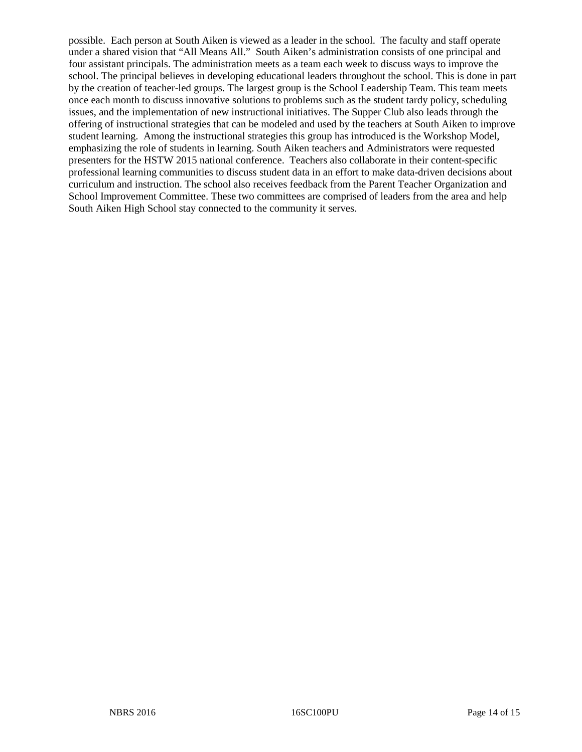possible. Each person at South Aiken is viewed as a leader in the school. The faculty and staff operate under a shared vision that "All Means All." South Aiken's administration consists of one principal and four assistant principals. The administration meets as a team each week to discuss ways to improve the school. The principal believes in developing educational leaders throughout the school. This is done in part by the creation of teacher-led groups. The largest group is the School Leadership Team. This team meets once each month to discuss innovative solutions to problems such as the student tardy policy, scheduling issues, and the implementation of new instructional initiatives. The Supper Club also leads through the offering of instructional strategies that can be modeled and used by the teachers at South Aiken to improve student learning. Among the instructional strategies this group has introduced is the Workshop Model, emphasizing the role of students in learning. South Aiken teachers and Administrators were requested presenters for the HSTW 2015 national conference. Teachers also collaborate in their content-specific professional learning communities to discuss student data in an effort to make data-driven decisions about curriculum and instruction. The school also receives feedback from the Parent Teacher Organization and School Improvement Committee. These two committees are comprised of leaders from the area and help South Aiken High School stay connected to the community it serves.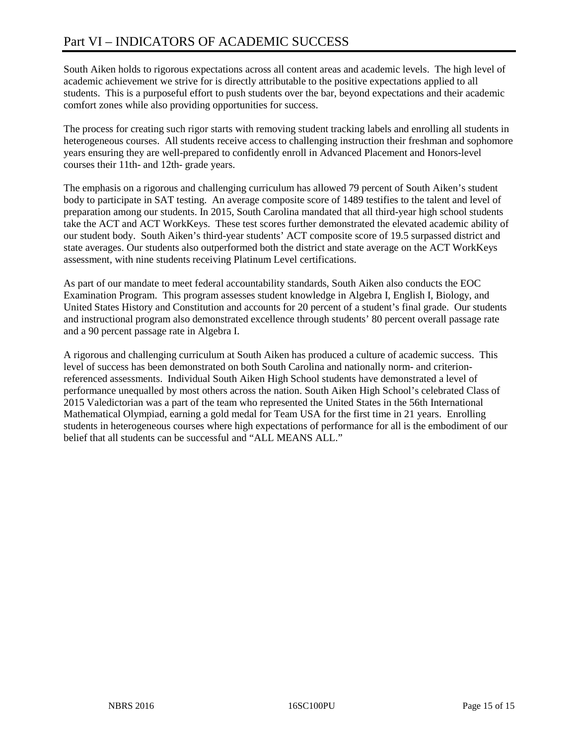# Part VI – INDICATORS OF ACADEMIC SUCCESS

South Aiken holds to rigorous expectations across all content areas and academic levels. The high level of academic achievement we strive for is directly attributable to the positive expectations applied to all students. This is a purposeful effort to push students over the bar, beyond expectations and their academic comfort zones while also providing opportunities for success.

The process for creating such rigor starts with removing student tracking labels and enrolling all students in heterogeneous courses. All students receive access to challenging instruction their freshman and sophomore years ensuring they are well-prepared to confidently enroll in Advanced Placement and Honors-level courses their 11th- and 12th- grade years.

The emphasis on a rigorous and challenging curriculum has allowed 79 percent of South Aiken's student body to participate in SAT testing. An average composite score of 1489 testifies to the talent and level of preparation among our students. In 2015, South Carolina mandated that all third-year high school students take the ACT and ACT WorkKeys. These test scores further demonstrated the elevated academic ability of our student body. South Aiken's third-year students' ACT composite score of 19.5 surpassed district and state averages. Our students also outperformed both the district and state average on the ACT WorkKeys assessment, with nine students receiving Platinum Level certifications.

As part of our mandate to meet federal accountability standards, South Aiken also conducts the EOC Examination Program. This program assesses student knowledge in Algebra I, English I, Biology, and United States History and Constitution and accounts for 20 percent of a student's final grade. Our students and instructional program also demonstrated excellence through students' 80 percent overall passage rate and a 90 percent passage rate in Algebra I.

A rigorous and challenging curriculum at South Aiken has produced a culture of academic success. This level of success has been demonstrated on both South Carolina and nationally norm- and criterion-referenced assessments. Individual South Aiken High School students have demonstrated a level of performance unequalled by most others across the nation. South Aiken High School's celebrated Class of 2015 Valedictorian was a part of the team who represented the United States in the 56th International Mathematical Olympiad, earning a gold medal for Team USA for the first time in 21 years. Enrolling students in heterogeneous courses where high expectations of performance for all is the embodiment of our belief that all students can be successful and "ALL MEANS ALL."